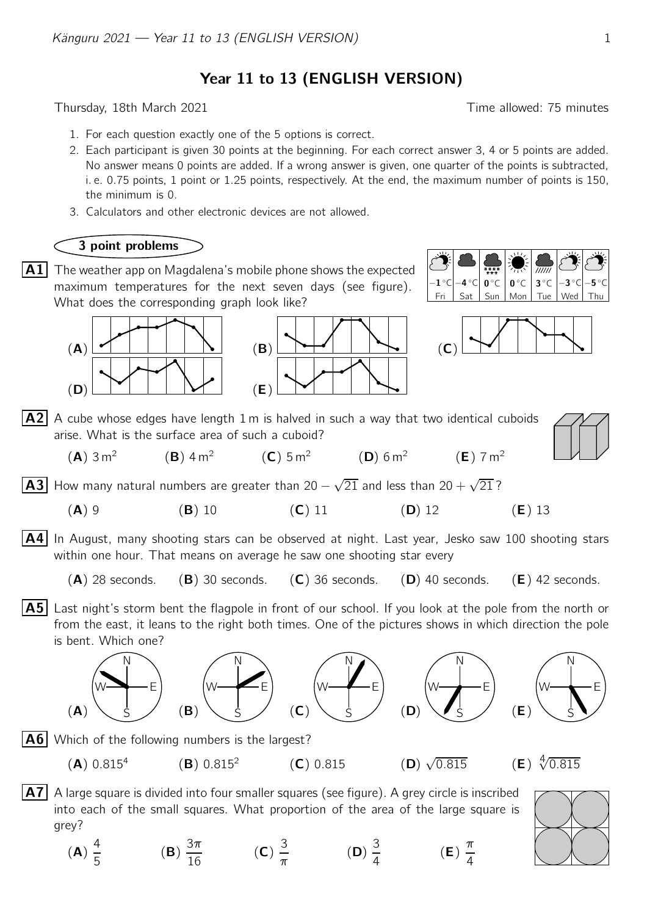# Year 11 to 13 (ENGLISH VERSION)

Thursday, 18th March 2021 — Time allowed: 75 minutes

1. For each question exactly one of the 5 options is correct.
2. Each participant is given 30 points at the beginning. For each correct answer 3, 4 or 5 points are added. No answer means 0 points are added. If a wrong answer is given, one quarter of the points is subtracted, i. e. 0.75 points, 1 point or 1.25 points, respectively. At the end, the maximum number of points is 150, the minimum is 0.
3. Calculators and other electronic devices are not allowed.

## 3 point problems

**A1** The weather app on Magdalena's mobile phone shows the expected maximum temperatures for the next seven days (see figure). What does the corresponding graph look like?

| Fri | Sat | Sun | Mon | Tue | Wed | Thu |
|---|---|---|---|---|---|---|
| −1 °C | −4 °C | 0 °C | 0 °C | 3 °C | −3 °C | −5 °C |

(**A**) (**B**) (**C**) (**D**) (**E**)

**A2** A cube whose edges have length 1 m is halved in such a way that two identical cuboids arise. What is the surface area of such a cuboid?

(**A**) $3\,\text{m}^2$ (**B**) $4\,\text{m}^2$ (**C**) $5\,\text{m}^2$ (**D**) $6\,\text{m}^2$ (**E**) $7\,\text{m}^2$

**A3** How many natural numbers are greater than $20-\sqrt{21}$ and less than $20+\sqrt{21}$?

(**A**) 9 (**B**) 10 (**C**) 11 (**D**) 12 (**E**) 13

**A4** In August, many shooting stars can be observed at night. Last year, Jesko saw 100 shooting stars within one hour. That means on average he saw one shooting star every

(**A**) 28 seconds. (**B**) 30 seconds. (**C**) 36 seconds. (**D**) 40 seconds. (**E**) 42 seconds.

**A5** Last night's storm bent the flagpole in front of our school. If you look at the pole from the north or from the east, it leans to the right both times. One of the pictures shows in which direction the pole is bent. Which one?

(**A**) (**B**) (**C**) (**D**) (**E**)

**A6** Which of the following numbers is the largest?

(**A**) $0.815^4$ (**B**) $0.815^2$ (**C**) $0.815$ (**D**) $\sqrt{0.815}$ (**E**) $\sqrt[4]{0.815}$

**A7** A large square is divided into four smaller squares (see figure). A grey circle is inscribed into each of the small squares. What proportion of the area of the large square is grey?

(**A**) $\frac{4}{5}$ (**B**) $\frac{3\pi}{16}$ (**C**) $\frac{3}{\pi}$ (**D**) $\frac{3}{4}$ (**E**) $\frac{\pi}{4}$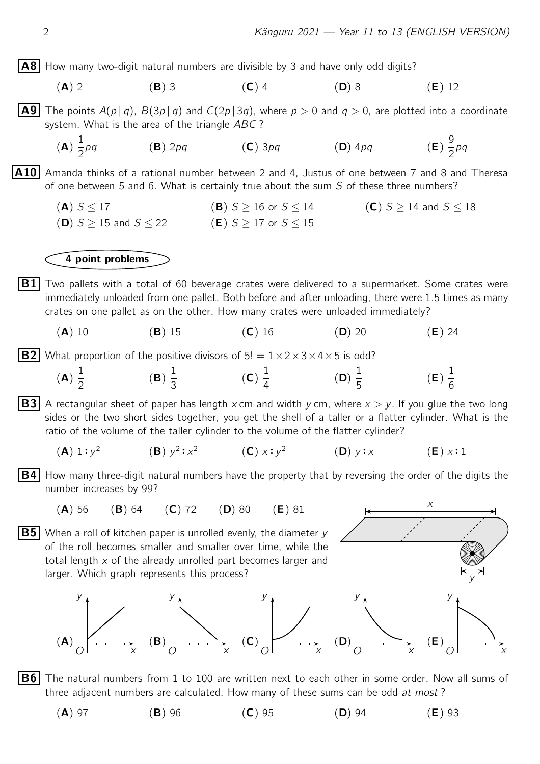**A8** How many two-digit natural numbers are divisible by 3 and have only odd digits?

(**A**) 2 (**B**) 3 (**C**) 4 (**D**) 8 (**E**) 12

**A9** The points $A(p\,|\,q)$, $B(3p\,|\,q)$ and $C(2p\,|\,3q)$, where $p > 0$ and $q > 0$, are plotted into a coordinate system. What is the area of the triangle $ABC$?

(**A**) $\frac{1}{2}pq$ (**B**) $2pq$ (**C**) $3pq$ (**D**) $4pq$ (**E**) $\frac{9}{2}pq$

**A10** Amanda thinks of a rational number between 2 and 4, Justus of one between 7 and 8 and Theresa of one between 5 and 6. What is certainly true about the sum $S$ of these three numbers?

(**A**) $S \le 17$ (**B**) $S \ge 16$ or $S \le 14$ (**C**) $S \ge 14$ and $S \le 18$
(**D**) $S \ge 15$ and $S \le 22$ (**E**) $S \ge 17$ or $S \le 15$

## 4 point problems

**B1** Two pallets with a total of 60 beverage crates were delivered to a supermarket. Some crates were immediately unloaded from one pallet. Both before and after unloading, there were 1.5 times as many crates on one pallet as on the other. How many crates were unloaded immediately?

(**A**) 10 (**B**) 15 (**C**) 16 (**D**) 20 (**E**) 24

**B2** What proportion of the positive divisors of $5! = 1 \times 2 \times 3 \times 4 \times 5$ is odd?

(**A**) $\frac{1}{2}$ (**B**) $\frac{1}{3}$ (**C**) $\frac{1}{4}$ (**D**) $\frac{1}{5}$ (**E**) $\frac{1}{6}$

**B3** A rectangular sheet of paper has length $x$ cm and width $y$ cm, where $x > y$. If you glue the two long sides or the two short sides together, you get the shell of a taller or a flatter cylinder. What is the ratio of the volume of the taller cylinder to the volume of the flatter cylinder?

(**A**) $1 : y^2$ (**B**) $y^2 : x^2$ (**C**) $x : y^2$ (**D**) $y : x$ (**E**) $x : 1$

**B4** How many three-digit natural numbers have the property that by reversing the order of the digits the number increases by 99?

(**A**) 56 (**B**) 64 (**C**) 72 (**D**) 80 (**E**) 81

**B5** When a roll of kitchen paper is unrolled evenly, the diameter $y$ of the roll becomes smaller and smaller over time, while the total length $x$ of the already unrolled part becomes larger and larger. Which graph represents this process?

(**A**) (**B**) (**C**) (**D**) (**E**)

**B6** The natural numbers from 1 to 100 are written next to each other in some order. Now all sums of three adjacent numbers are calculated. How many of these sums can be odd *at most*?

(**A**) 97 (**B**) 96 (**C**) 95 (**D**) 94 (**E**) 93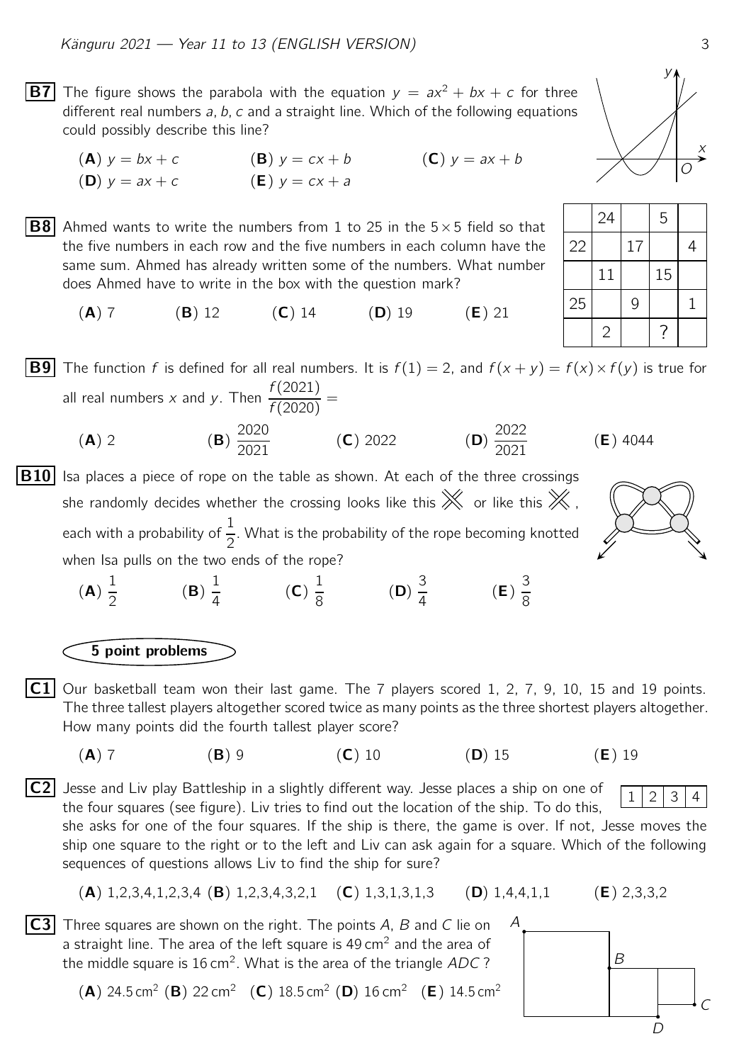**B7** The figure shows the parabola with the equation $y = ax^2 + bx + c$ for three different real numbers $a, b, c$ and a straight line. Which of the following equations could possibly describe this line?

(**A**) $y = bx + c$ (**B**) $y = cx + b$ (**C**) $y = ax + b$
(**D**) $y = ax + c$ (**E**) $y = cx + a$

**B8** Ahmed wants to write the numbers from 1 to 25 in the $5 \times 5$ field so that the five numbers in each row and the five numbers in each column have the same sum. Ahmed has already written some of the numbers. What number does Ahmed have to write in the box with the question mark?

| | 24 | | 5 | |
|---|---|---|---|---|
| 22 | | 17 | | 4 |
| | 11 | | 15 | |
| 25 | | 9 | | 1 |
| | 2 | | ? | |

(**A**) 7 (**B**) 12 (**C**) 14 (**D**) 19 (**E**) 21

**B9** The function $f$ is defined for all real numbers. It is $f(1) = 2$, and $f(x + y) = f(x) \times f(y)$ is true for all real numbers $x$ and $y$. Then $\dfrac{f(2021)}{f(2020)} =$

(**A**) 2 (**B**) $\dfrac{2020}{2021}$ (**C**) 2022 (**D**) $\dfrac{2022}{2021}$ (**E**) 4044

**B10** Isa places a piece of rope on the table as shown. At each of the three crossings she randomly decides whether the crossing looks like this or like this, each with a probability of $\dfrac{1}{2}$. What is the probability of the rope becoming knotted when Isa pulls on the two ends of the rope?

(**A**) $\dfrac{1}{2}$ (**B**) $\dfrac{1}{4}$ (**C**) $\dfrac{1}{8}$ (**D**) $\dfrac{3}{4}$ (**E**) $\dfrac{3}{8}$

## 5 point problems

**C1** Our basketball team won their last game. The 7 players scored 1, 2, 7, 9, 10, 15 and 19 points. The three tallest players altogether scored twice as many points as the three shortest players altogether. How many points did the fourth tallest player score?

(**A**) 7 (**B**) 9 (**C**) 10 (**D**) 15 (**E**) 19

**C2** Jesse and Liv play Battleship in a slightly different way. Jesse places a ship on one of the four squares (see figure). Liv tries to find out the location of the ship. To do this, she asks for one of the four squares. If the ship is there, the game is over. If not, Jesse moves the ship one square to the right or to the left and Liv can ask again for a square. Which of the following sequences of questions allows Liv to find the ship for sure?

| 1 | 2 | 3 | 4 |
|---|---|---|---|

(**A**) 1,2,3,4,1,2,3,4 (**B**) 1,2,3,4,3,2,1 (**C**) 1,3,1,3,1,3 (**D**) 1,4,4,1,1 (**E**) 2,3,3,2

**C3** Three squares are shown on the right. The points $A$, $B$ and $C$ lie on a straight line. The area of the left square is $49\,\text{cm}^2$ and the area of the middle square is $16\,\text{cm}^2$. What is the area of the triangle $ADC$?

(**A**) $24.5\,\text{cm}^2$ (**B**) $22\,\text{cm}^2$ (**C**) $18.5\,\text{cm}^2$ (**D**) $16\,\text{cm}^2$ (**E**) $14.5\,\text{cm}^2$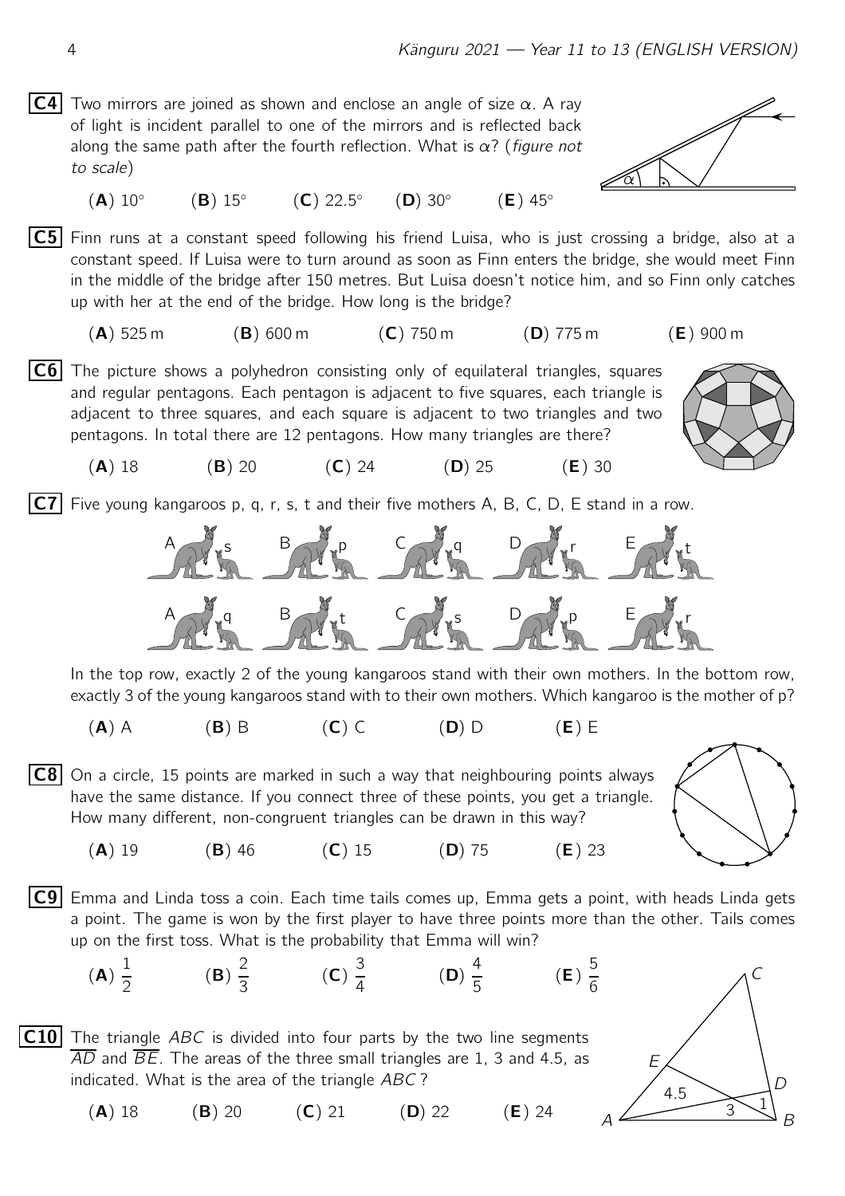**C4** Two mirrors are joined as shown and enclose an angle of size $\alpha$. A ray of light is incident parallel to one of the mirrors and is reflected back along the same path after the fourth reflection. What is $\alpha$? (*figure not to scale*)

(**A**) $10^\circ$ (**B**) $15^\circ$ (**C**) $22.5^\circ$ (**D**) $30^\circ$ (**E**) $45^\circ$

**C5** Finn runs at a constant speed following his friend Luisa, who is just crossing a bridge, also at a constant speed. If Luisa were to turn around as soon as Finn enters the bridge, she would meet Finn in the middle of the bridge after 150 metres. But Luisa doesn't notice him, and so Finn only catches up with her at the end of the bridge. How long is the bridge?

(**A**) 525 m (**B**) 600 m (**C**) 750 m (**D**) 775 m (**E**) 900 m

**C6** The picture shows a polyhedron consisting only of equilateral triangles, squares and regular pentagons. Each pentagon is adjacent to five squares, each triangle is adjacent to three squares, and each square is adjacent to two triangles and two pentagons. In total there are 12 pentagons. How many triangles are there?

(**A**) 18 (**B**) 20 (**C**) 24 (**D**) 25 (**E**) 30

**C7** Five young kangaroos p, q, r, s, t and their five mothers A, B, C, D, E stand in a row.

A s B p C q D r E t

A q B t C s D p E r

In the top row, exactly 2 of the young kangaroos stand with their own mothers. In the bottom row, exactly 3 of the young kangaroos stand with to their own mothers. Which kangaroo is the mother of p?

(**A**) A (**B**) B (**C**) C (**D**) D (**E**) E

**C8** On a circle, 15 points are marked in such a way that neighbouring points always have the same distance. If you connect three of these points, you get a triangle. How many different, non-congruent triangles can be drawn in this way?

(**A**) 19 (**B**) 46 (**C**) 15 (**D**) 75 (**E**) 23

**C9** Emma and Linda toss a coin. Each time tails comes up, Emma gets a point, with heads Linda gets a point. The game is won by the first player to have three points more than the other. Tails comes up on the first toss. What is the probability that Emma will win?

(**A**) $\frac{1}{2}$ (**B**) $\frac{2}{3}$ (**C**) $\frac{3}{4}$ (**D**) $\frac{4}{5}$ (**E**) $\frac{5}{6}$

**C10** The triangle $ABC$ is divided into four parts by the two line segments $\overline{AD}$ and $\overline{BE}$. The areas of the three small triangles are 1, 3 and 4.5, as indicated. What is the area of the triangle $ABC$?

(**A**) 18 (**B**) 20 (**C**) 21 (**D**) 22 (**E**) 24